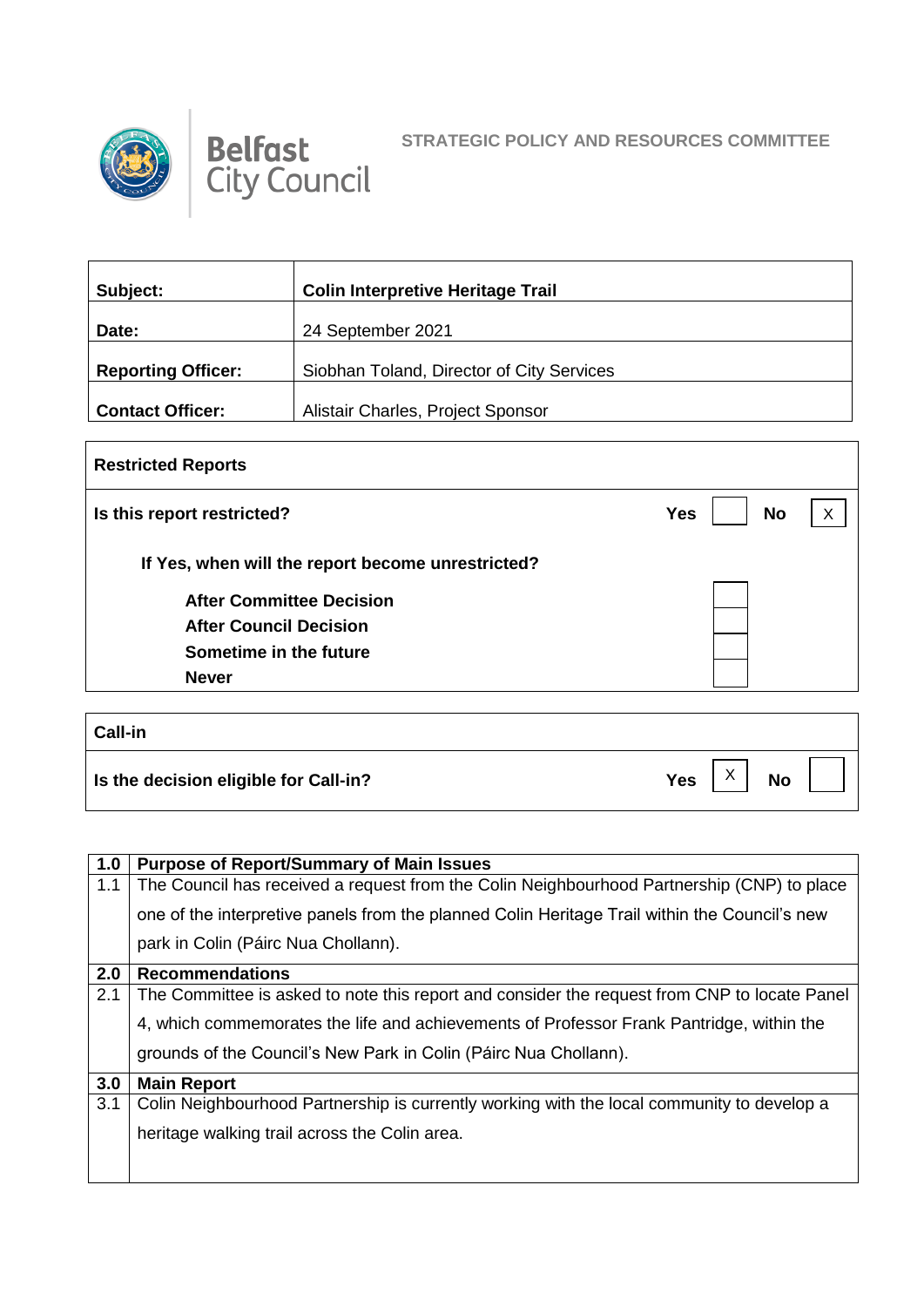Belfast City Council

STRATEGIC POLICY AND RESOURCES COMMITTEE

| | |
|---|---|
| **Subject:** | **Colin Interpretive Heritage Trail** |
| **Date:** | 24 September 2021 |
| **Reporting Officer:** | Siobhan Toland, Director of City Services |
| **Contact Officer:** | Alistair Charles, Project Sponsor |

| **Restricted Reports** | | | | |
|---|---|---|---|---|
| **Is this report restricted?** | **Yes** | | **No** | X |
| **If Yes, when will the report become unrestricted?** | | | | |
| **After Committee Decision** | | | | |
| **After Council Decision** | | | | |
| **Sometime in the future** | | | | |
| **Never** | | | | |

| **Call-in** | | | | |
|---|---|---|---|---|
| **Is the decision eligible for Call-in?** | **Yes** | X | **No** | |

| | |
|---|---|
| **1.0** | **Purpose of Report/Summary of Main Issues** |
| 1.1 | The Council has received a request from the Colin Neighbourhood Partnership (CNP) to place one of the interpretive panels from the planned Colin Heritage Trail within the Council's new park in Colin (Páirc Nua Chollann). |
| **2.0** | **Recommendations** |
| 2.1 | The Committee is asked to note this report and consider the request from CNP to locate Panel 4, which commemorates the life and achievements of Professor Frank Pantridge, within the grounds of the Council's New Park in Colin (Páirc Nua Chollann). |
| **3.0** | **Main Report** |
| 3.1 | Colin Neighbourhood Partnership is currently working with the local community to develop a heritage walking trail across the Colin area. |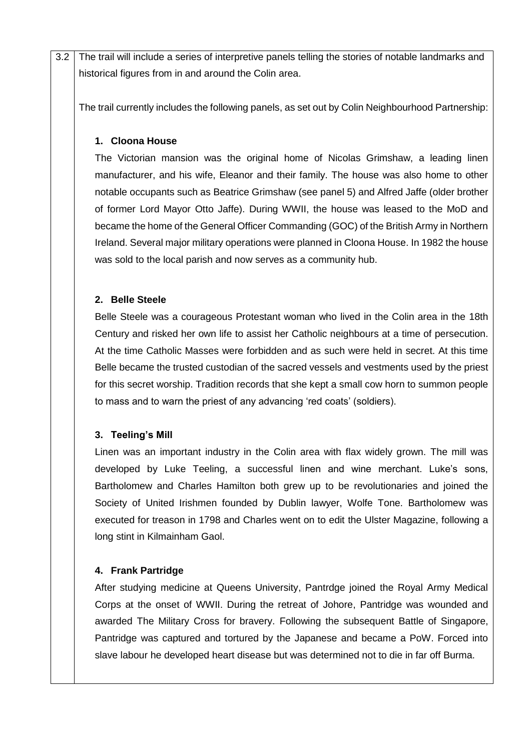3.2 The trail will include a series of interpretive panels telling the stories of notable landmarks and historical figures from in and around the Colin area.

The trail currently includes the following panels, as set out by Colin Neighbourhood Partnership:

1. **Cloona House**

   The Victorian mansion was the original home of Nicolas Grimshaw, a leading linen manufacturer, and his wife, Eleanor and their family. The house was also home to other notable occupants such as Beatrice Grimshaw (see panel 5) and Alfred Jaffe (older brother of former Lord Mayor Otto Jaffe). During WWII, the house was leased to the MoD and became the home of the General Officer Commanding (GOC) of the British Army in Northern Ireland. Several major military operations were planned in Cloona House. In 1982 the house was sold to the local parish and now serves as a community hub.

2. **Belle Steele**

   Belle Steele was a courageous Protestant woman who lived in the Colin area in the 18th Century and risked her own life to assist her Catholic neighbours at a time of persecution. At the time Catholic Masses were forbidden and as such were held in secret. At this time Belle became the trusted custodian of the sacred vessels and vestments used by the priest for this secret worship. Tradition records that she kept a small cow horn to summon people to mass and to warn the priest of any advancing 'red coats' (soldiers).

3. **Teeling's Mill**

   Linen was an important industry in the Colin area with flax widely grown. The mill was developed by Luke Teeling, a successful linen and wine merchant. Luke's sons, Bartholomew and Charles Hamilton both grew up to be revolutionaries and joined the Society of United Irishmen founded by Dublin lawyer, Wolfe Tone. Bartholomew was executed for treason in 1798 and Charles went on to edit the Ulster Magazine, following a long stint in Kilmainham Gaol.

4. **Frank Partridge**

   After studying medicine at Queens University, Pantrdge joined the Royal Army Medical Corps at the onset of WWII. During the retreat of Johore, Pantridge was wounded and awarded The Military Cross for bravery. Following the subsequent Battle of Singapore, Pantridge was captured and tortured by the Japanese and became a PoW. Forced into slave labour he developed heart disease but was determined not to die in far off Burma.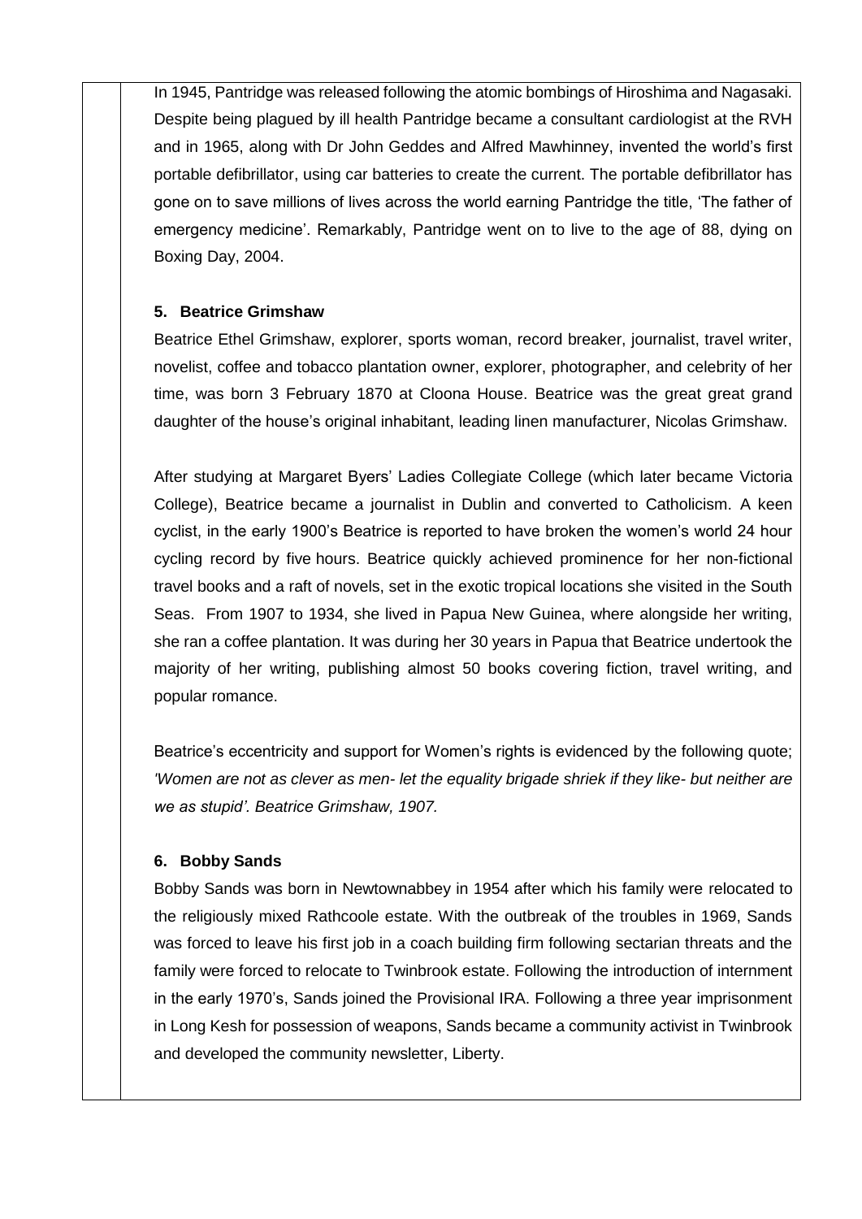In 1945, Pantridge was released following the atomic bombings of Hiroshima and Nagasaki. Despite being plagued by ill health Pantridge became a consultant cardiologist at the RVH and in 1965, along with Dr John Geddes and Alfred Mawhinney, invented the world's first portable defibrillator, using car batteries to create the current. The portable defibrillator has gone on to save millions of lives across the world earning Pantridge the title, 'The father of emergency medicine'. Remarkably, Pantridge went on to live to the age of 88, dying on Boxing Day, 2004.

**5. Beatrice Grimshaw**

Beatrice Ethel Grimshaw, explorer, sports woman, record breaker, journalist, travel writer, novelist, coffee and tobacco plantation owner, explorer, photographer, and celebrity of her time, was born 3 February 1870 at Cloona House. Beatrice was the great great grand daughter of the house's original inhabitant, leading linen manufacturer, Nicolas Grimshaw.

After studying at Margaret Byers' Ladies Collegiate College (which later became Victoria College), Beatrice became a journalist in Dublin and converted to Catholicism. A keen cyclist, in the early 1900's Beatrice is reported to have broken the women's world 24 hour cycling record by five hours. Beatrice quickly achieved prominence for her non-fictional travel books and a raft of novels, set in the exotic tropical locations she visited in the South Seas. From 1907 to 1934, she lived in Papua New Guinea, where alongside her writing, she ran a coffee plantation. It was during her 30 years in Papua that Beatrice undertook the majority of her writing, publishing almost 50 books covering fiction, travel writing, and popular romance.

Beatrice's eccentricity and support for Women's rights is evidenced by the following quote; *'Women are not as clever as men- let the equality brigade shriek if they like- but neither are we as stupid'. Beatrice Grimshaw, 1907.*

**6. Bobby Sands**

Bobby Sands was born in Newtownabbey in 1954 after which his family were relocated to the religiously mixed Rathcoole estate. With the outbreak of the troubles in 1969, Sands was forced to leave his first job in a coach building firm following sectarian threats and the family were forced to relocate to Twinbrook estate. Following the introduction of internment in the early 1970's, Sands joined the Provisional IRA. Following a three year imprisonment in Long Kesh for possession of weapons, Sands became a community activist in Twinbrook and developed the community newsletter, Liberty.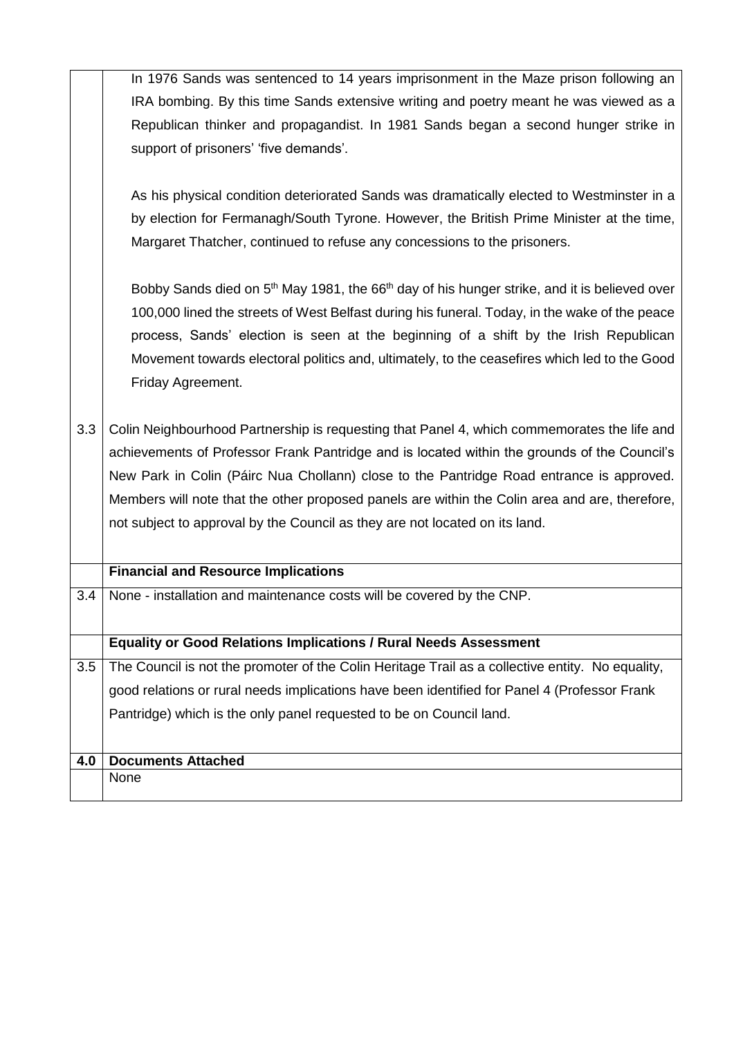| | |
|---|---|
| | In 1976 Sands was sentenced to 14 years imprisonment in the Maze prison following an IRA bombing. By this time Sands extensive writing and poetry meant he was viewed as a Republican thinker and propagandist. In 1981 Sands began a second hunger strike in support of prisoners' 'five demands'.<br><br>As his physical condition deteriorated Sands was dramatically elected to Westminster in a by election for Fermanagh/South Tyrone. However, the British Prime Minister at the time, Margaret Thatcher, continued to refuse any concessions to the prisoners.<br><br>Bobby Sands died on 5th May 1981, the 66th day of his hunger strike, and it is believed over 100,000 lined the streets of West Belfast during his funeral. Today, in the wake of the peace process, Sands' election is seen at the beginning of a shift by the Irish Republican Movement towards electoral politics and, ultimately, to the ceasefires which led to the Good Friday Agreement. |
| 3.3 | Colin Neighbourhood Partnership is requesting that Panel 4, which commemorates the life and achievements of Professor Frank Pantridge and is located within the grounds of the Council's New Park in Colin (Páirc Nua Chollann) close to the Pantridge Road entrance is approved. Members will note that the other proposed panels are within the Colin area and are, therefore, not subject to approval by the Council as they are not located on its land. |
| | **Financial and Resource Implications** |
| 3.4 | None - installation and maintenance costs will be covered by the CNP. |
| | **Equality or Good Relations Implications / Rural Needs Assessment** |
| 3.5 | The Council is not the promoter of the Colin Heritage Trail as a collective entity. No equality, good relations or rural needs implications have been identified for Panel 4 (Professor Frank Pantridge) which is the only panel requested to be on Council land. |
| **4.0** | **Documents Attached** |
| | None |